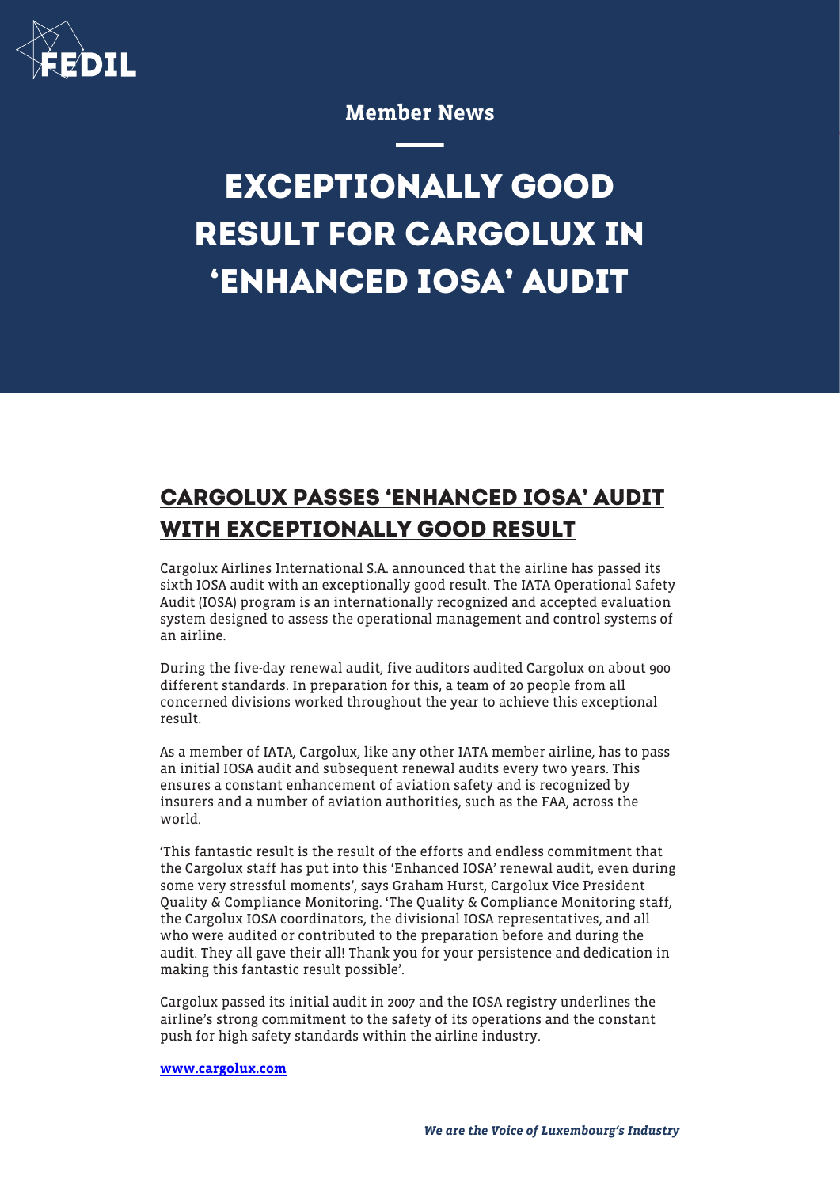Member News

# EXCEPTIONALLY GOOD RESULT FOR CARGOLUX IN 'ENHANCED IOSA' AUDIT

## CARGOLUX PASSES 'ENHANCED IOSA' AUDIT WITH EXCEPTIONALLY GOOD RESULT

Cargolux Airlines International S.A. announced that the airline has passed its sixth IOSA audit with an exceptionally good result. The IATA Operational Safety Audit (IOSA) program is an internationally recognized and accepted evaluation system designed to assess the operational management and control systems of an airline.

During the five-day renewal audit, five auditors audited Cargolux on about 900 different standards. In preparation for this, a team of 20 people from all concerned divisions worked throughout the year to achieve this exceptional result.

As a member of IATA, Cargolux, like any other IATA member airline, has to pass an initial IOSA audit and subsequent renewal audits every two years. This ensures a constant enhancement of aviation safety and is recognized by insurers and a number of aviation authorities, such as the FAA, across the world.

'This fantastic result is the result of the efforts and endless commitment that the Cargolux staff has put into this 'Enhanced IOSA' renewal audit, even during some very stressful moments', says Graham Hurst, Cargolux Vice President Quality & Compliance Monitoring. 'The Quality & Compliance Monitoring staff, the Cargolux IOSA coordinators, the divisional IOSA representatives, and all who were audited or contributed to the preparation before and during the audit. They all gave their all! Thank you for your persistence and dedication in making this fantastic result possible'.

Cargolux passed its initial audit in 2007 and the IOSA registry underlines the airline's strong commitment to the safety of its operations and the constant push for high safety standards within the airline industry.

**www.cargolux.com**

*We are the Voice of Luxembourg's Industry*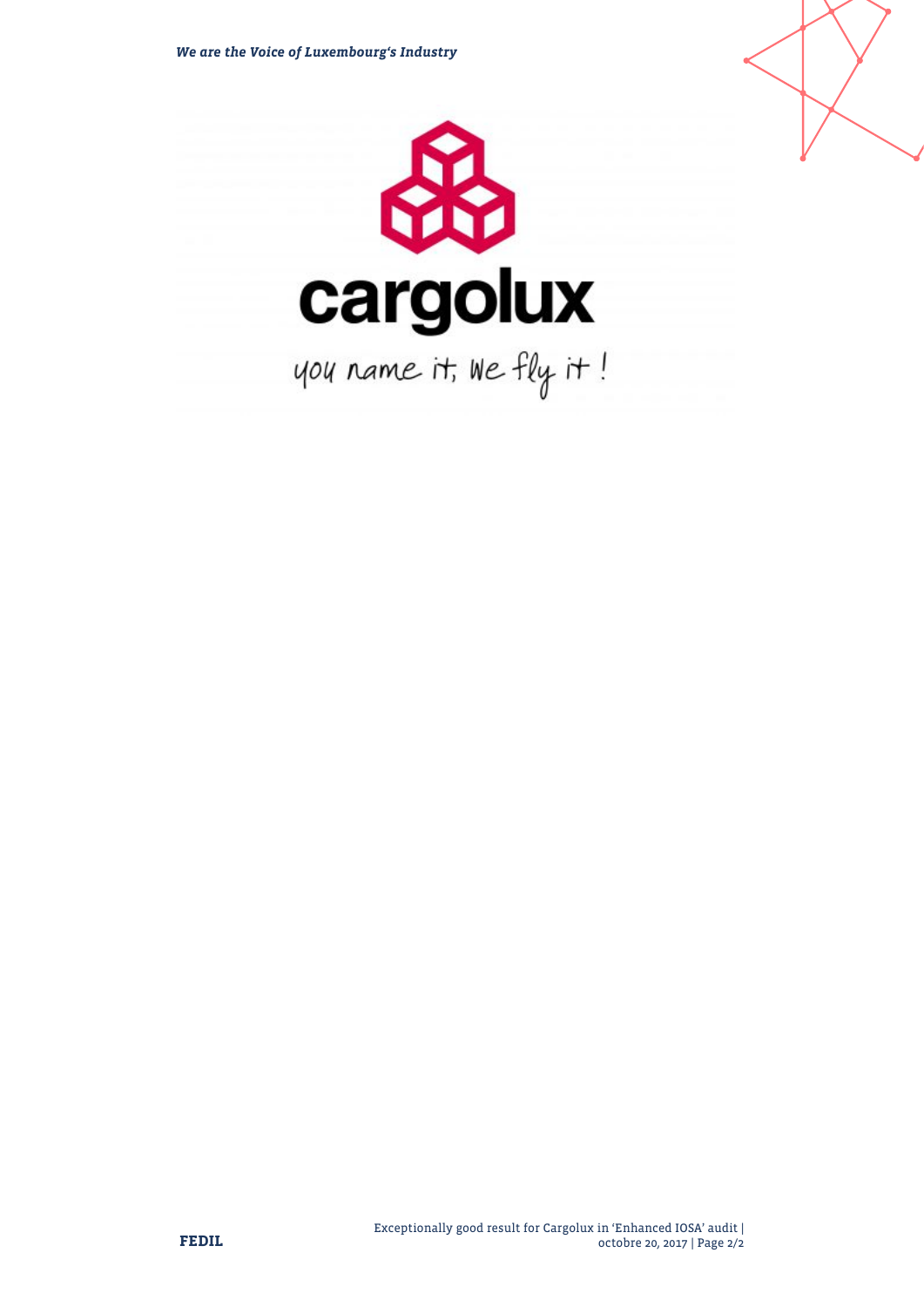cargolux

you name it, we fly it !